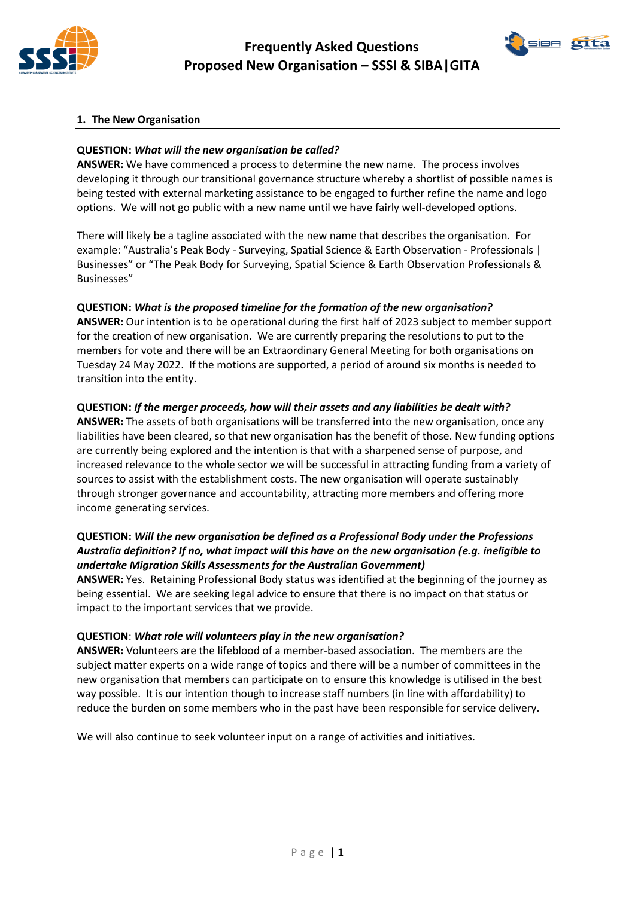# Frequently Asked Questions
# Proposed New Organisation – SSSI & SIBA|GITA

## 1. The New Organisation

**QUESTION:** ***What will the new organisation be called?***
**ANSWER:** We have commenced a process to determine the new name. The process involves developing it through our transitional governance structure whereby a shortlist of possible names is being tested with external marketing assistance to be engaged to further refine the name and logo options. We will not go public with a new name until we have fairly well-developed options.

There will likely be a tagline associated with the new name that describes the organisation. For example: "Australia's Peak Body - Surveying, Spatial Science & Earth Observation - Professionals | Businesses" or "The Peak Body for Surveying, Spatial Science & Earth Observation Professionals & Businesses"

**QUESTION:** ***What is the proposed timeline for the formation of the new organisation?***
**ANSWER:** Our intention is to be operational during the first half of 2023 subject to member support for the creation of new organisation. We are currently preparing the resolutions to put to the members for vote and there will be an Extraordinary General Meeting for both organisations on Tuesday 24 May 2022. If the motions are supported, a period of around six months is needed to transition into the entity.

**QUESTION:** ***If the merger proceeds, how will their assets and any liabilities be dealt with?***
**ANSWER:** The assets of both organisations will be transferred into the new organisation, once any liabilities have been cleared, so that new organisation has the benefit of those. New funding options are currently being explored and the intention is that with a sharpened sense of purpose, and increased relevance to the whole sector we will be successful in attracting funding from a variety of sources to assist with the establishment costs. The new organisation will operate sustainably through stronger governance and accountability, attracting more members and offering more income generating services.

**QUESTION:** ***Will the new organisation be defined as a Professional Body under the Professions Australia definition? If no, what impact will this have on the new organisation (e.g. ineligible to undertake Migration Skills Assessments for the Australian Government)***
**ANSWER:** Yes. Retaining Professional Body status was identified at the beginning of the journey as being essential. We are seeking legal advice to ensure that there is no impact on that status or impact to the important services that we provide.

**QUESTION**: ***What role will volunteers play in the new organisation?***
**ANSWER:** Volunteers are the lifeblood of a member-based association. The members are the subject matter experts on a wide range of topics and there will be a number of committees in the new organisation that members can participate on to ensure this knowledge is utilised in the best way possible. It is our intention though to increase staff numbers (in line with affordability) to reduce the burden on some members who in the past have been responsible for service delivery.

We will also continue to seek volunteer input on a range of activities and initiatives.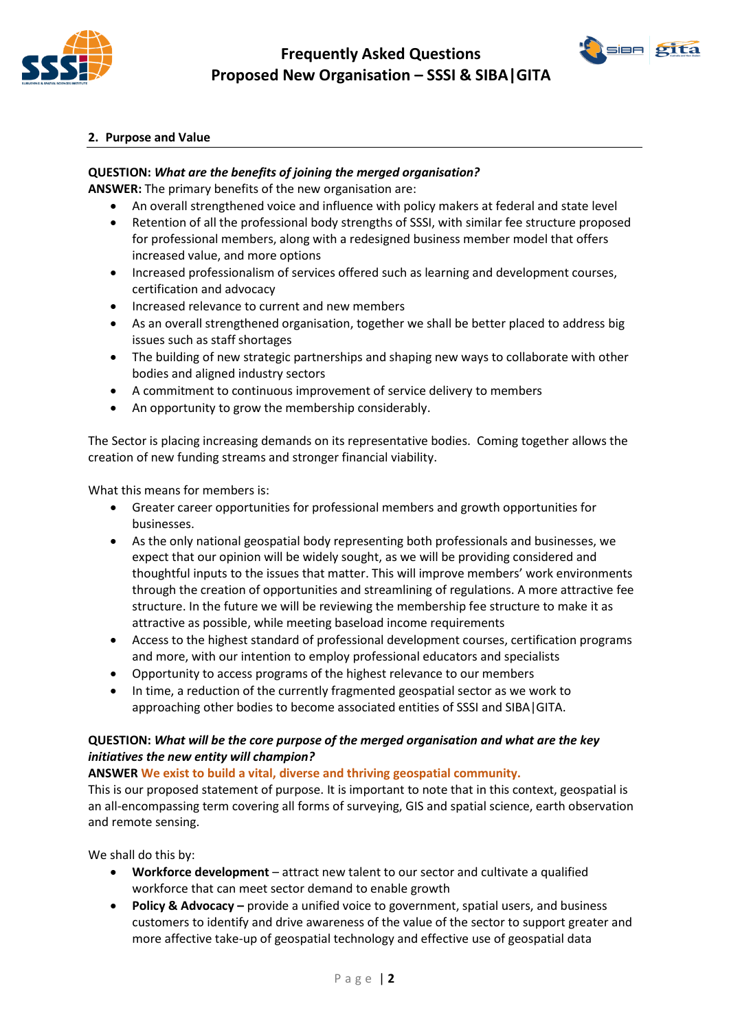## 2. Purpose and Value

**QUESTION:** ***What are the benefits of joining the merged organisation?***
**ANSWER:** The primary benefits of the new organisation are:

- An overall strengthened voice and influence with policy makers at federal and state level
- Retention of all the professional body strengths of SSSI, with similar fee structure proposed for professional members, along with a redesigned business member model that offers increased value, and more options
- Increased professionalism of services offered such as learning and development courses, certification and advocacy
- Increased relevance to current and new members
- As an overall strengthened organisation, together we shall be better placed to address big issues such as staff shortages
- The building of new strategic partnerships and shaping new ways to collaborate with other bodies and aligned industry sectors
- A commitment to continuous improvement of service delivery to members
- An opportunity to grow the membership considerably.

The Sector is placing increasing demands on its representative bodies. Coming together allows the creation of new funding streams and stronger financial viability.

What this means for members is:

- Greater career opportunities for professional members and growth opportunities for businesses.
- As the only national geospatial body representing both professionals and businesses, we expect that our opinion will be widely sought, as we will be providing considered and thoughtful inputs to the issues that matter. This will improve members' work environments through the creation of opportunities and streamlining of regulations. A more attractive fee structure. In the future we will be reviewing the membership fee structure to make it as attractive as possible, while meeting baseload income requirements
- Access to the highest standard of professional development courses, certification programs and more, with our intention to employ professional educators and specialists
- Opportunity to access programs of the highest relevance to our members
- In time, a reduction of the currently fragmented geospatial sector as we work to approaching other bodies to become associated entities of SSSI and SIBA|GITA.

**QUESTION:** ***What will be the core purpose of the merged organisation and what are the key initiatives the new entity will champion?***
**ANSWER** **We exist to build a vital, diverse and thriving geospatial community.**
This is our proposed statement of purpose. It is important to note that in this context, geospatial is an all-encompassing term covering all forms of surveying, GIS and spatial science, earth observation and remote sensing.

We shall do this by:

- **Workforce development** – attract new talent to our sector and cultivate a qualified workforce that can meet sector demand to enable growth
- **Policy & Advocacy –** provide a unified voice to government, spatial users, and business customers to identify and drive awareness of the value of the sector to support greater and more affective take-up of geospatial technology and effective use of geospatial data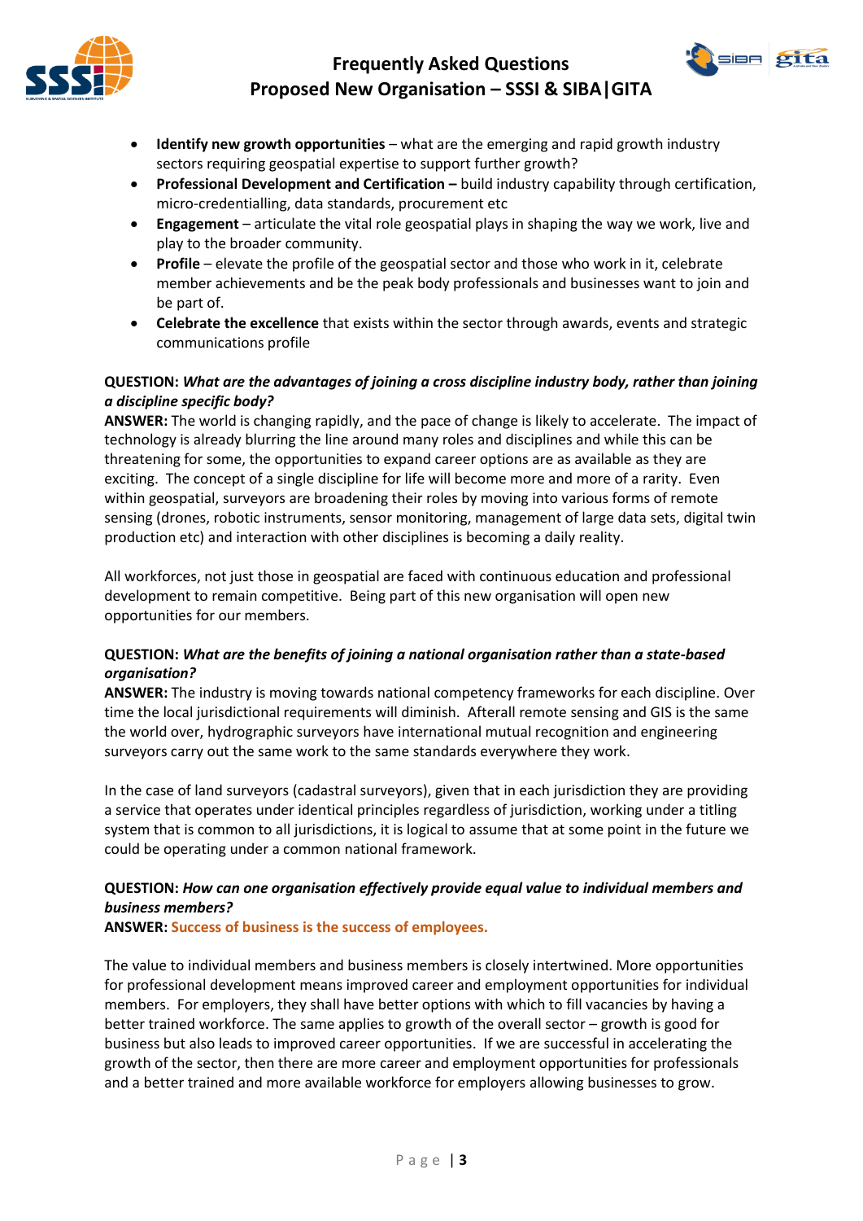- **Identify new growth opportunities** – what are the emerging and rapid growth industry sectors requiring geospatial expertise to support further growth?
- **Professional Development and Certification –** build industry capability through certification, micro-credentialling, data standards, procurement etc
- **Engagement** – articulate the vital role geospatial plays in shaping the way we work, live and play to the broader community.
- **Profile** – elevate the profile of the geospatial sector and those who work in it, celebrate member achievements and be the peak body professionals and businesses want to join and be part of.
- **Celebrate the excellence** that exists within the sector through awards, events and strategic communications profile

**QUESTION:** ***What are the advantages of joining a cross discipline industry body, rather than joining a discipline specific body?***
**ANSWER:** The world is changing rapidly, and the pace of change is likely to accelerate. The impact of technology is already blurring the line around many roles and disciplines and while this can be threatening for some, the opportunities to expand career options are as available as they are exciting. The concept of a single discipline for life will become more and more of a rarity. Even within geospatial, surveyors are broadening their roles by moving into various forms of remote sensing (drones, robotic instruments, sensor monitoring, management of large data sets, digital twin production etc) and interaction with other disciplines is becoming a daily reality.

All workforces, not just those in geospatial are faced with continuous education and professional development to remain competitive. Being part of this new organisation will open new opportunities for our members.

**QUESTION:** ***What are the benefits of joining a national organisation rather than a state-based organisation?***
**ANSWER:** The industry is moving towards national competency frameworks for each discipline. Over time the local jurisdictional requirements will diminish. Afterall remote sensing and GIS is the same the world over, hydrographic surveyors have international mutual recognition and engineering surveyors carry out the same work to the same standards everywhere they work.

In the case of land surveyors (cadastral surveyors), given that in each jurisdiction they are providing a service that operates under identical principles regardless of jurisdiction, working under a titling system that is common to all jurisdictions, it is logical to assume that at some point in the future we could be operating under a common national framework.

**QUESTION:** ***How can one organisation effectively provide equal value to individual members and business members?***
**ANSWER:** **Success of business is the success of employees.**

The value to individual members and business members is closely intertwined. More opportunities for professional development means improved career and employment opportunities for individual members. For employers, they shall have better options with which to fill vacancies by having a better trained workforce. The same applies to growth of the overall sector – growth is good for business but also leads to improved career opportunities. If we are successful in accelerating the growth of the sector, then there are more career and employment opportunities for professionals and a better trained and more available workforce for employers allowing businesses to grow.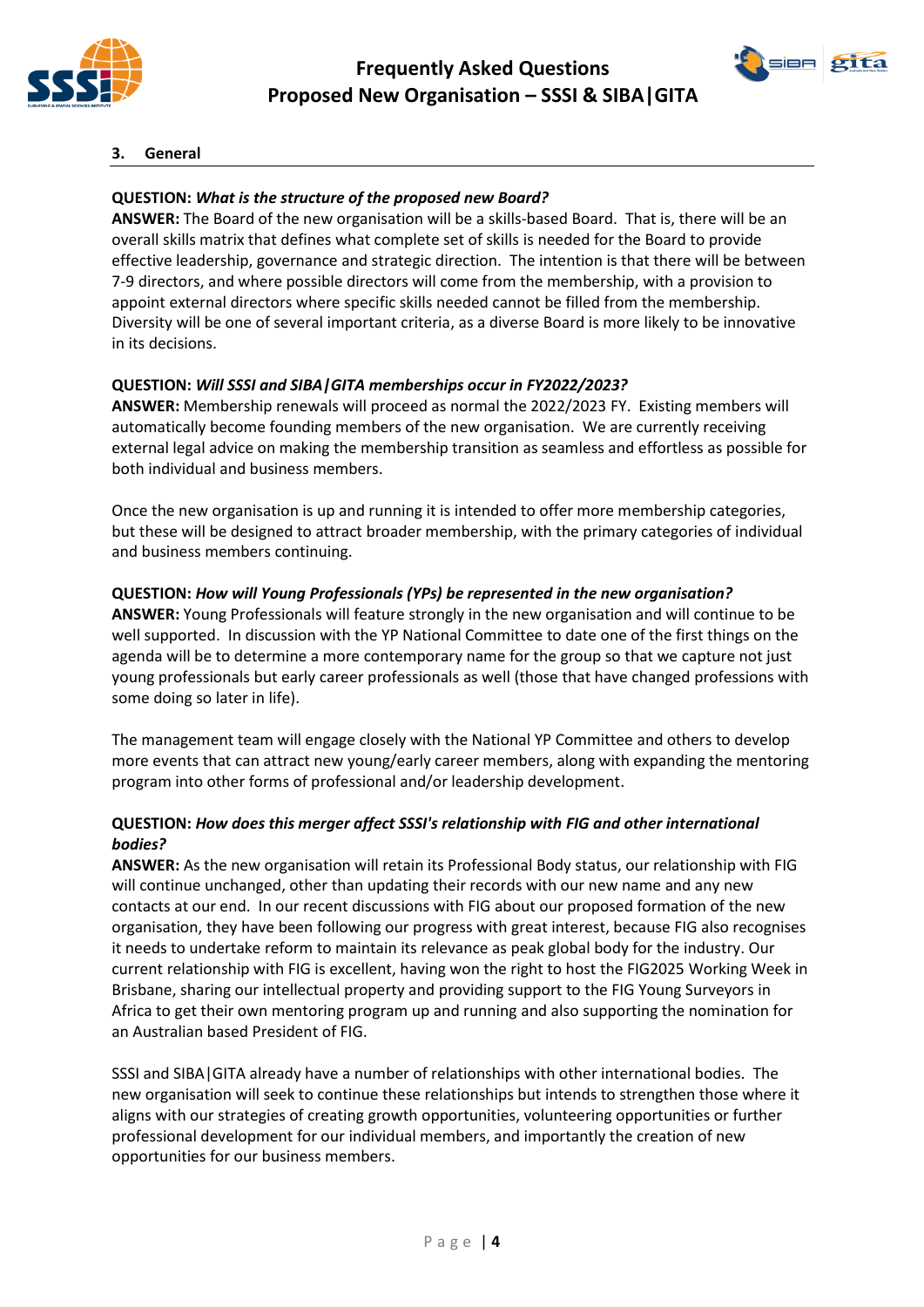### 3. General

**QUESTION:** ***What is the structure of the proposed new Board?***
**ANSWER:** The Board of the new organisation will be a skills-based Board. That is, there will be an overall skills matrix that defines what complete set of skills is needed for the Board to provide effective leadership, governance and strategic direction. The intention is that there will be between 7-9 directors, and where possible directors will come from the membership, with a provision to appoint external directors where specific skills needed cannot be filled from the membership. Diversity will be one of several important criteria, as a diverse Board is more likely to be innovative in its decisions.

**QUESTION:** ***Will SSSI and SIBA|GITA memberships occur in FY2022/2023?***
**ANSWER:** Membership renewals will proceed as normal the 2022/2023 FY. Existing members will automatically become founding members of the new organisation. We are currently receiving external legal advice on making the membership transition as seamless and effortless as possible for both individual and business members.

Once the new organisation is up and running it is intended to offer more membership categories, but these will be designed to attract broader membership, with the primary categories of individual and business members continuing.

**QUESTION:** ***How will Young Professionals (YPs) be represented in the new organisation?***
**ANSWER:** Young Professionals will feature strongly in the new organisation and will continue to be well supported. In discussion with the YP National Committee to date one of the first things on the agenda will be to determine a more contemporary name for the group so that we capture not just young professionals but early career professionals as well (those that have changed professions with some doing so later in life).

The management team will engage closely with the National YP Committee and others to develop more events that can attract new young/early career members, along with expanding the mentoring program into other forms of professional and/or leadership development.

**QUESTION:** ***How does this merger affect SSSI's relationship with FIG and other international bodies?***
**ANSWER:** As the new organisation will retain its Professional Body status, our relationship with FIG will continue unchanged, other than updating their records with our new name and any new contacts at our end. In our recent discussions with FIG about our proposed formation of the new organisation, they have been following our progress with great interest, because FIG also recognises it needs to undertake reform to maintain its relevance as peak global body for the industry. Our current relationship with FIG is excellent, having won the right to host the FIG2025 Working Week in Brisbane, sharing our intellectual property and providing support to the FIG Young Surveyors in Africa to get their own mentoring program up and running and also supporting the nomination for an Australian based President of FIG.

SSSI and SIBA|GITA already have a number of relationships with other international bodies. The new organisation will seek to continue these relationships but intends to strengthen those where it aligns with our strategies of creating growth opportunities, volunteering opportunities or further professional development for our individual members, and importantly the creation of new opportunities for our business members.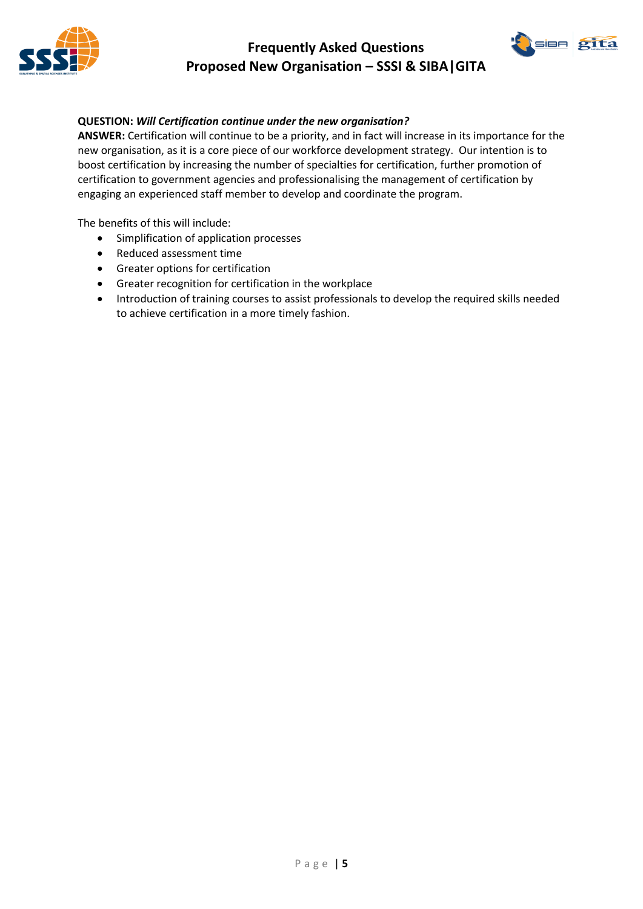**QUESTION:** ***Will Certification continue under the new organisation?***
**ANSWER:** Certification will continue to be a priority, and in fact will increase in its importance for the new organisation, as it is a core piece of our workforce development strategy. Our intention is to boost certification by increasing the number of specialties for certification, further promotion of certification to government agencies and professionalising the management of certification by engaging an experienced staff member to develop and coordinate the program.

The benefits of this will include:

- Simplification of application processes
- Reduced assessment time
- Greater options for certification
- Greater recognition for certification in the workplace
- Introduction of training courses to assist professionals to develop the required skills needed to achieve certification in a more timely fashion.